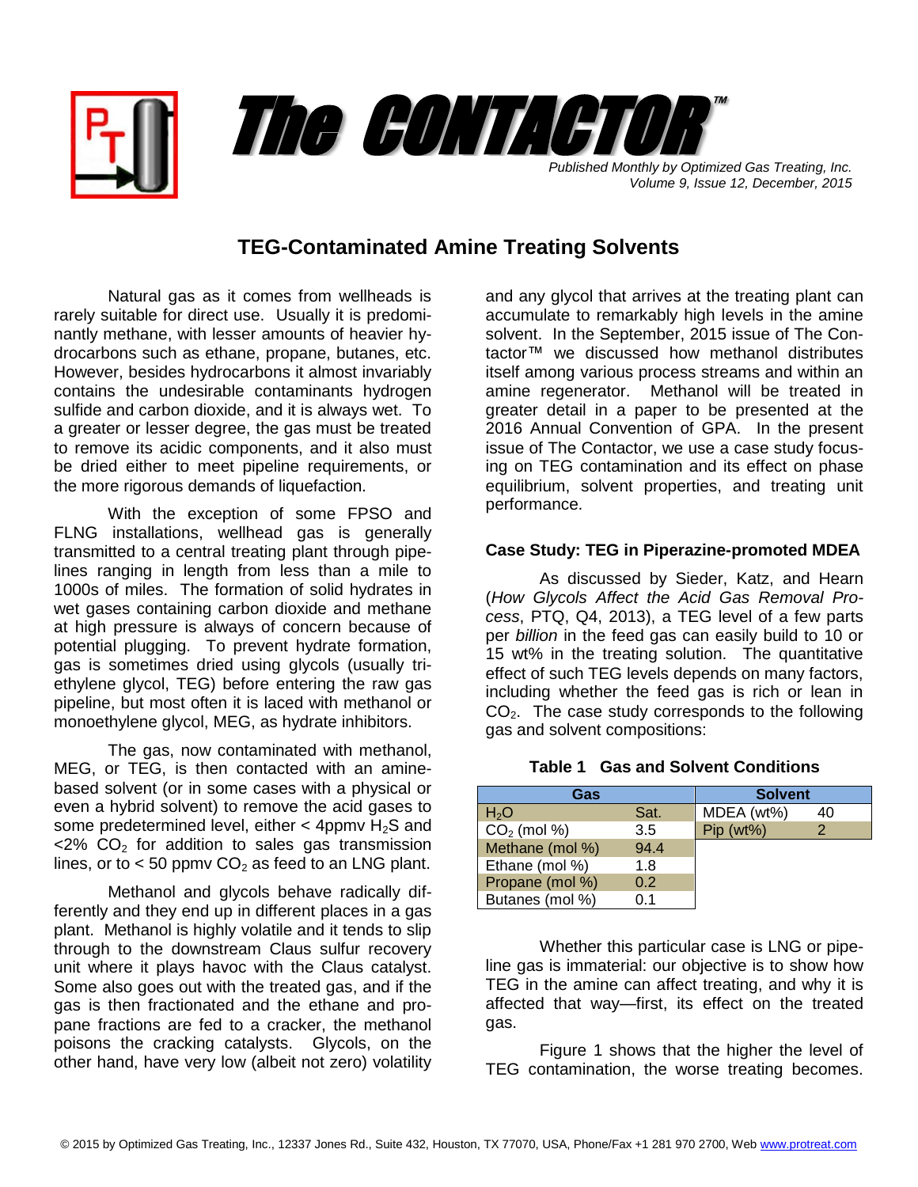# The CONTACTOR™

*Published Monthly by Optimized Gas Treating, Inc.*
*Volume 9, Issue 12, December, 2015*

## TEG-Contaminated Amine Treating Solvents

Natural gas as it comes from wellheads is rarely suitable for direct use. Usually it is predominantly methane, with lesser amounts of heavier hydrocarbons such as ethane, propane, butanes, etc. However, besides hydrocarbons it almost invariably contains the undesirable contaminants hydrogen sulfide and carbon dioxide, and it is always wet. To a greater or lesser degree, the gas must be treated to remove its acidic components, and it also must be dried either to meet pipeline requirements, or the more rigorous demands of liquefaction.

With the exception of some FPSO and FLNG installations, wellhead gas is generally transmitted to a central treating plant through pipelines ranging in length from less than a mile to 1000s of miles. The formation of solid hydrates in wet gases containing carbon dioxide and methane at high pressure is always of concern because of potential plugging. To prevent hydrate formation, gas is sometimes dried using glycols (usually triethylene glycol, TEG) before entering the raw gas pipeline, but most often it is laced with methanol or monoethylene glycol, MEG, as hydrate inhibitors.

The gas, now contaminated with methanol, MEG, or TEG, is then contacted with an amine-based solvent (or in some cases with a physical or even a hybrid solvent) to remove the acid gases to some predetermined level, either < 4ppmv $H_2S$ and <2% $CO_2$ for addition to sales gas transmission lines, or to < 50 ppmv $CO_2$ as feed to an LNG plant.

Methanol and glycols behave radically differently and they end up in different places in a gas plant. Methanol is highly volatile and it tends to slip through to the downstream Claus sulfur recovery unit where it plays havoc with the Claus catalyst. Some also goes out with the treated gas, and if the gas is then fractionated and the ethane and propane fractions are fed to a cracker, the methanol poisons the cracking catalysts. Glycols, on the other hand, have very low (albeit not zero) volatility and any glycol that arrives at the treating plant can accumulate to remarkably high levels in the amine solvent. In the September, 2015 issue of The Contactor™ we discussed how methanol distributes itself among various process streams and within an amine regenerator. Methanol will be treated in greater detail in a paper to be presented at the 2016 Annual Convention of GPA. In the present issue of The Contactor, we use a case study focusing on TEG contamination and its effect on phase equilibrium, solvent properties, and treating unit performance.

### Case Study: TEG in Piperazine-promoted MDEA

As discussed by Sieder, Katz, and Hearn (*How Glycols Affect the Acid Gas Removal Process*, PTQ, Q4, 2013), a TEG level of a few parts per *billion* in the feed gas can easily build to 10 or 15 wt% in the treating solution. The quantitative effect of such TEG levels depends on many factors, including whether the feed gas is rich or lean in $CO_2$. The case study corresponds to the following gas and solvent compositions:

**Table 1 Gas and Solvent Conditions**

| Gas | | Solvent | |
|---|---|---|---|
| $H_2O$ | Sat. | MDEA (wt%) | 40 |
| $CO_2$ (mol %) | 3.5 | Pip (wt%) | 2 |
| Methane (mol %) | 94.4 | | |
| Ethane (mol %) | 1.8 | | |
| Propane (mol %) | 0.2 | | |
| Butanes (mol %) | 0.1 | | |

Whether this particular case is LNG or pipeline gas is immaterial: our objective is to show how TEG in the amine can affect treating, and why it is affected that way—first, its effect on the treated gas.

Figure 1 shows that the higher the level of TEG contamination, the worse treating becomes.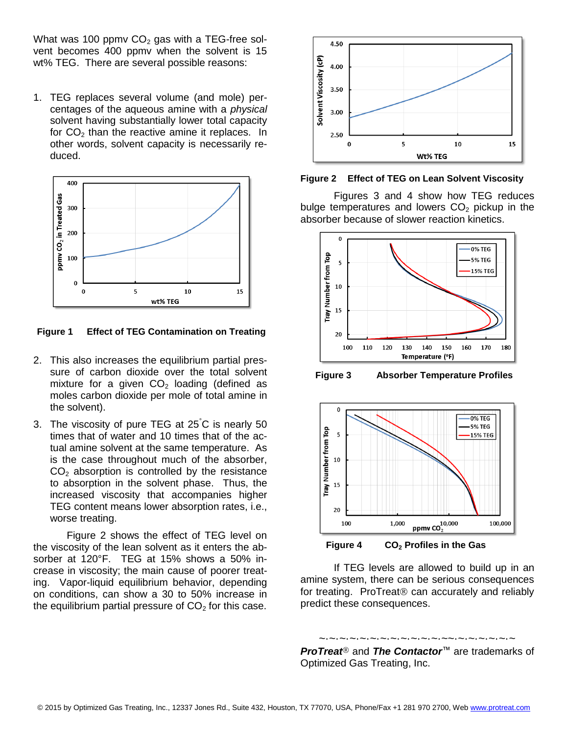What was 100 ppmv $CO_2$ gas with a TEG-free solvent becomes 400 ppmv when the solvent is 15 wt% TEG. There are several possible reasons:

1. TEG replaces several volume (and mole) percentages of the aqueous amine with a *physical* solvent having substantially lower total capacity for $CO_2$ than the reactive amine it replaces. In other words, solvent capacity is necessarily reduced.

400
300
200
100
0
ppmv $CO_2$ in Treated Gas
0
5
10
15
wt% TEG

**Figure 1 Effect of TEG Contamination on Treating**

2. This also increases the equilibrium partial pressure of carbon dioxide over the total solvent mixture for a given $CO_2$ loading (defined as moles carbon dioxide per mole of total amine in the solvent).
3. The viscosity of pure TEG at 25°C is nearly 50 times that of water and 10 times that of the actual amine solvent at the same temperature. As is the case throughout much of the absorber, $CO_2$ absorption is controlled by the resistance to absorption in the solvent phase. Thus, the increased viscosity that accompanies higher TEG content means lower absorption rates, i.e., worse treating.

Figure 2 shows the effect of TEG level on the viscosity of the lean solvent as it enters the absorber at 120°F. TEG at 15% shows a 50% increase in viscosity; the main cause of poorer treating. Vapor-liquid equilibrium behavior, depending on conditions, can show a 30 to 50% increase in the equilibrium partial pressure of $CO_2$ for this case.

4.50
4.00
3.50
3.00
2.50
Solvent Viscosity (cP)
0
5
10
15
Wt% TEG

**Figure 2 Effect of TEG on Lean Solvent Viscosity**

Figures 3 and 4 show how TEG reduces bulge temperatures and lowers $CO_2$ pickup in the absorber because of slower reaction kinetics.

0
5
10
15
20
Tray Number from Top
100
110
120
130
140
150
160
170
180
Temperature (°F)
0% TEG
5% TEG
15% TEG

**Figure 3 Absorber Temperature Profiles**

0
5
10
15
20
Tray Number from Top
100
1,000
10,000
100,000
ppmv $CO_2$
0% TEG
5% TEG
15% TEG

**Figure 4 $CO_2$ Profiles in the Gas**

If TEG levels are allowed to build up in an amine system, there can be serious consequences for treating. ProTreat® can accurately and reliably predict these consequences.

~.~.~.~.~.~.~.~.~.~.~.~.~.~~.~.~.~.~.~.~

***ProTreat***® and ***The Contactor***™ are trademarks of Optimized Gas Treating, Inc.

© 2015 by Optimized Gas Treating, Inc., 12337 Jones Rd., Suite 432, Houston, TX 77070, USA, Phone/Fax +1 281 970 2700, Web www.protreat.com